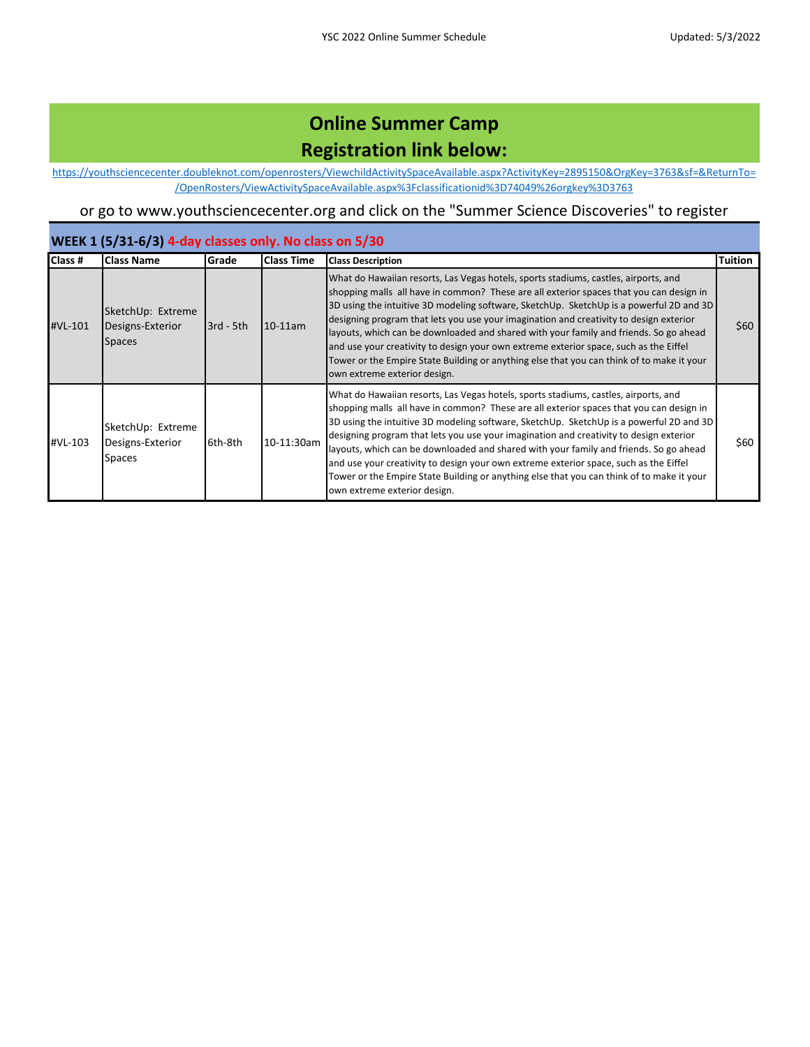# Online Summer Camp
# Registration link below:

https://youthsciencecenter.doubleknot.com/openrosters/ViewchildActivitySpaceAvailable.aspx?ActivityKey=2895150&OrgKey=3763&sf=&ReturnTo=/OpenRosters/ViewActivitySpaceAvailable.aspx%3Fclassificationid%3D74049%26orgkey%3D3763

or go to www.youthsciencecenter.org and click on the "Summer Science Discoveries" to register

## WEEK 1 (5/31-6/3) 4-day classes only. No class on 5/30

| Class # | Class Name | Grade | Class Time | Class Description | Tuition |
|---|---|---|---|---|---|
| #VL-101 | SketchUp: Extreme Designs-Exterior Spaces | 3rd - 5th | 10-11am | What do Hawaiian resorts, Las Vegas hotels, sports stadiums, castles, airports, and shopping malls all have in common? These are all exterior spaces that you can design in 3D using the intuitive 3D modeling software, SketchUp. SketchUp is a powerful 2D and 3D designing program that lets you use your imagination and creativity to design exterior layouts, which can be downloaded and shared with your family and friends. So go ahead and use your creativity to design your own extreme exterior space, such as the Eiffel Tower or the Empire State Building or anything else that you can think of to make it your own extreme exterior design. | $60 |
| #VL-103 | SketchUp: Extreme Designs-Exterior Spaces | 6th-8th | 10-11:30am | What do Hawaiian resorts, Las Vegas hotels, sports stadiums, castles, airports, and shopping malls all have in common? These are all exterior spaces that you can design in 3D using the intuitive 3D modeling software, SketchUp. SketchUp is a powerful 2D and 3D designing program that lets you use your imagination and creativity to design exterior layouts, which can be downloaded and shared with your family and friends. So go ahead and use your creativity to design your own extreme exterior space, such as the Eiffel Tower or the Empire State Building or anything else that you can think of to make it your own extreme exterior design. | $60 |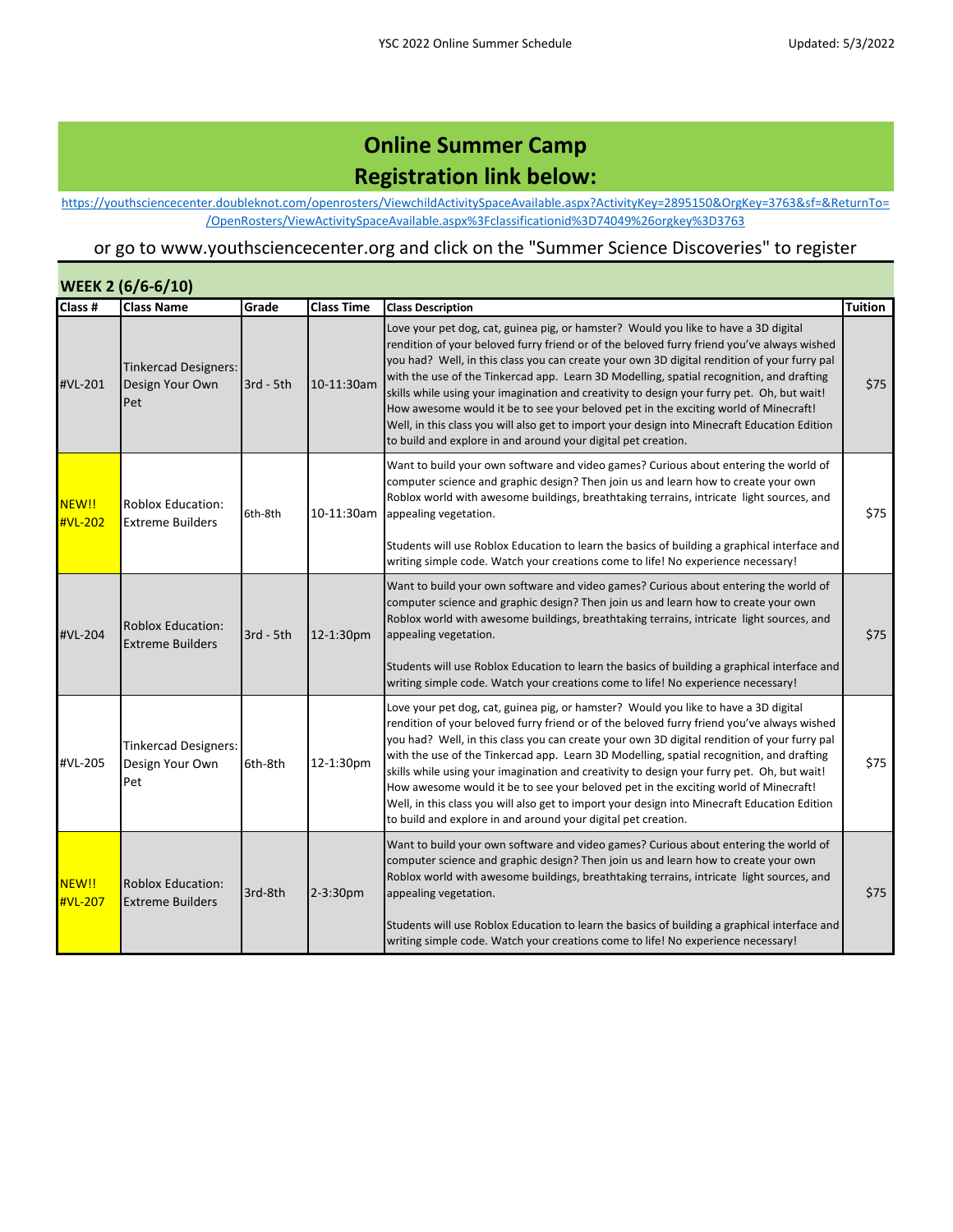# Online Summer Camp
# Registration link below:

https://youthsciencecenter.doubleknot.com/openrosters/ViewchildActivitySpaceAvailable.aspx?ActivityKey=2895150&OrgKey=3763&sf=&ReturnTo=/OpenRosters/ViewActivitySpaceAvailable.aspx%3Fclassificationid%3D74049%26orgkey%3D3763

or go to www.youthsciencecenter.org and click on the "Summer Science Discoveries" to register

## WEEK 2 (6/6-6/10)

| Class # | Class Name | Grade | Class Time | Class Description | Tuition |
| --- | --- | --- | --- | --- | --- |
| #VL-201 | Tinkercad Designers: Design Your Own Pet | 3rd - 5th | 10-11:30am | Love your pet dog, cat, guinea pig, or hamster? Would you like to have a 3D digital rendition of your beloved furry friend or of the beloved furry friend you've always wished you had? Well, in this class you can create your own 3D digital rendition of your furry pal with the use of the Tinkercad app. Learn 3D Modelling, spatial recognition, and drafting skills while using your imagination and creativity to design your furry pet. Oh, but wait! How awesome would it be to see your beloved pet in the exciting world of Minecraft! Well, in this class you will also get to import your design into Minecraft Education Edition to build and explore in and around your digital pet creation. | $75 |
| NEW!! #VL-202 | Roblox Education: Extreme Builders | 6th-8th | 10-11:30am | Want to build your own software and video games? Curious about entering the world of computer science and graphic design? Then join us and learn how to create your own Roblox world with awesome buildings, breathtaking terrains, intricate light sources, and appealing vegetation.<br><br>Students will use Roblox Education to learn the basics of building a graphical interface and writing simple code. Watch your creations come to life! No experience necessary! | $75 |
| #VL-204 | Roblox Education: Extreme Builders | 3rd - 5th | 12-1:30pm | Want to build your own software and video games? Curious about entering the world of computer science and graphic design? Then join us and learn how to create your own Roblox world with awesome buildings, breathtaking terrains, intricate light sources, and appealing vegetation.<br><br>Students will use Roblox Education to learn the basics of building a graphical interface and writing simple code. Watch your creations come to life! No experience necessary! | $75 |
| #VL-205 | Tinkercad Designers: Design Your Own Pet | 6th-8th | 12-1:30pm | Love your pet dog, cat, guinea pig, or hamster? Would you like to have a 3D digital rendition of your beloved furry friend or of the beloved furry friend you've always wished you had? Well, in this class you can create your own 3D digital rendition of your furry pal with the use of the Tinkercad app. Learn 3D Modelling, spatial recognition, and drafting skills while using your imagination and creativity to design your furry pet. Oh, but wait! How awesome would it be to see your beloved pet in the exciting world of Minecraft! Well, in this class you will also get to import your design into Minecraft Education Edition to build and explore in and around your digital pet creation. | $75 |
| NEW!! #VL-207 | Roblox Education: Extreme Builders | 3rd-8th | 2-3:30pm | Want to build your own software and video games? Curious about entering the world of computer science and graphic design? Then join us and learn how to create your own Roblox world with awesome buildings, breathtaking terrains, intricate light sources, and appealing vegetation.<br><br>Students will use Roblox Education to learn the basics of building a graphical interface and writing simple code. Watch your creations come to life! No experience necessary! | $75 |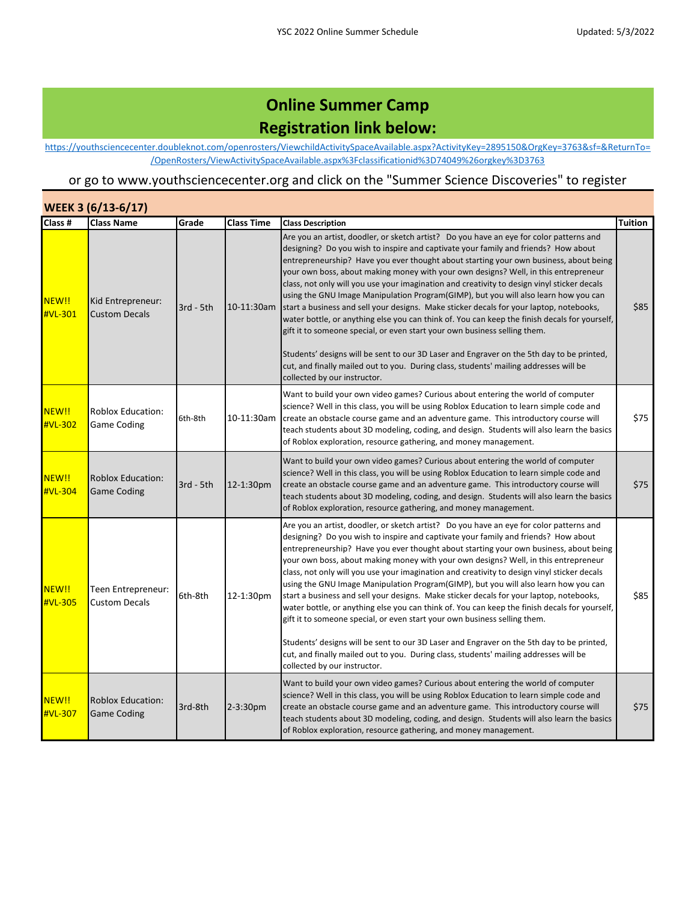# Online Summer Camp
# Registration link below:

https://youthsciencecenter.doubleknot.com/openrosters/ViewchildActivitySpaceAvailable.aspx?ActivityKey=2895150&OrgKey=3763&sf=&ReturnTo=/OpenRosters/ViewActivitySpaceAvailable.aspx%3Fclassificationid%3D74049%26orgkey%3D3763

or go to www.youthsciencecenter.org and click on the "Summer Science Discoveries" to register

## WEEK 3 (6/13-6/17)

| Class # | Class Name | Grade | Class Time | Class Description | Tuition |
|---|---|---|---|---|---|
| NEW!! #VL-301 | Kid Entrepreneur: Custom Decals | 3rd - 5th | 10-11:30am | Are you an artist, doodler, or sketch artist? Do you have an eye for color patterns and designing? Do you wish to inspire and captivate your family and friends? How about entrepreneurship? Have you ever thought about starting your own business, about being your own boss, about making money with your own designs? Well, in this entrepreneur class, not only will you use your imagination and creativity to design vinyl sticker decals using the GNU Image Manipulation Program(GIMP), but you will also learn how you can start a business and sell your designs. Make sticker decals for your laptop, notebooks, water bottle, or anything else you can think of. You can keep the finish decals for yourself, gift it to someone special, or even start your own business selling them.<br><br>Students' designs will be sent to our 3D Laser and Engraver on the 5th day to be printed, cut, and finally mailed out to you. During class, students' mailing addresses will be collected by our instructor. | $85 |
| NEW!! #VL-302 | Roblox Education: Game Coding | 6th-8th | 10-11:30am | Want to build your own video games? Curious about entering the world of computer science? Well in this class, you will be using Roblox Education to learn simple code and create an obstacle course game and an adventure game. This introductory course will teach students about 3D modeling, coding, and design. Students will also learn the basics of Roblox exploration, resource gathering, and money management. | $75 |
| NEW!! #VL-304 | Roblox Education: Game Coding | 3rd - 5th | 12-1:30pm | Want to build your own video games? Curious about entering the world of computer science? Well in this class, you will be using Roblox Education to learn simple code and create an obstacle course game and an adventure game. This introductory course will teach students about 3D modeling, coding, and design. Students will also learn the basics of Roblox exploration, resource gathering, and money management. | $75 |
| NEW!! #VL-305 | Teen Entrepreneur: Custom Decals | 6th-8th | 12-1:30pm | Are you an artist, doodler, or sketch artist? Do you have an eye for color patterns and designing? Do you wish to inspire and captivate your family and friends? How about entrepreneurship? Have you ever thought about starting your own business, about being your own boss, about making money with your own designs? Well, in this entrepreneur class, not only will you use your imagination and creativity to design vinyl sticker decals using the GNU Image Manipulation Program(GIMP), but you will also learn how you can start a business and sell your designs. Make sticker decals for your laptop, notebooks, water bottle, or anything else you can think of. You can keep the finish decals for yourself, gift it to someone special, or even start your own business selling them.<br><br>Students' designs will be sent to our 3D Laser and Engraver on the 5th day to be printed, cut, and finally mailed out to you. During class, students' mailing addresses will be collected by our instructor. | $85 |
| NEW!! #VL-307 | Roblox Education: Game Coding | 3rd-8th | 2-3:30pm | Want to build your own video games? Curious about entering the world of computer science? Well in this class, you will be using Roblox Education to learn simple code and create an obstacle course game and an adventure game. This introductory course will teach students about 3D modeling, coding, and design. Students will also learn the basics of Roblox exploration, resource gathering, and money management. | $75 |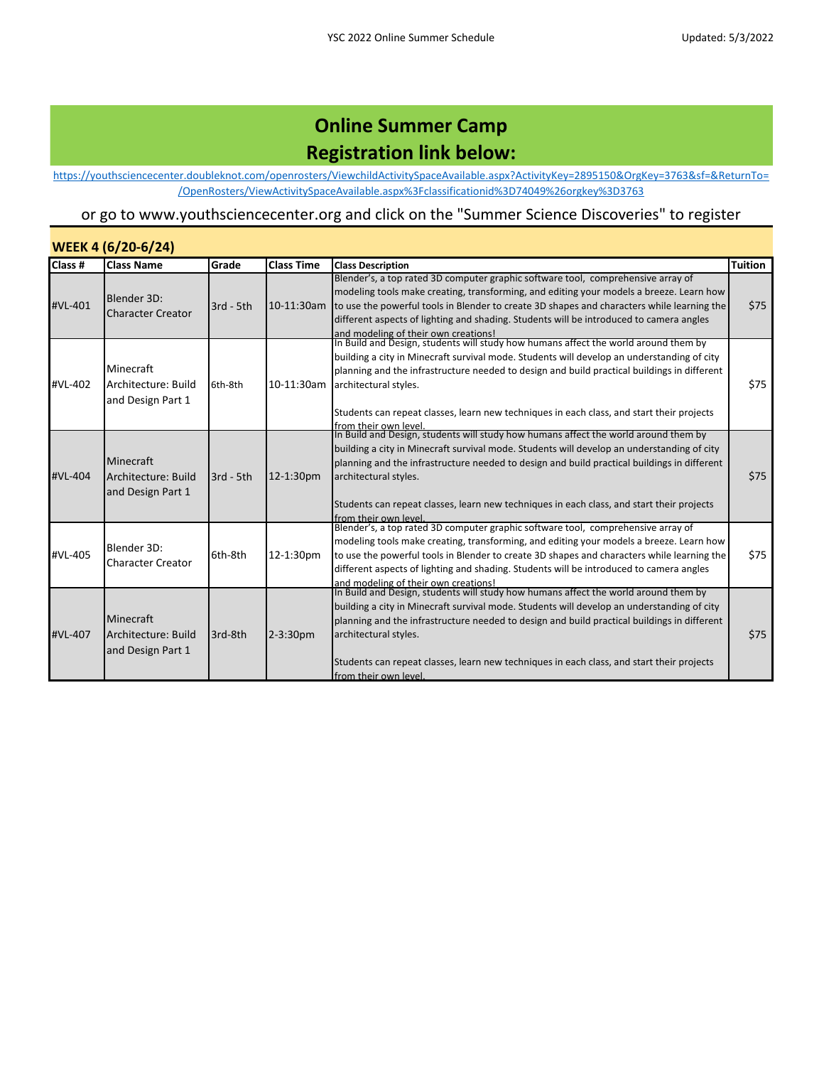# Online Summer Camp
# Registration link below:

https://youthsciencecenter.doubleknot.com/openrosters/ViewchildActivitySpaceAvailable.aspx?ActivityKey=2895150&OrgKey=3763&sf=&ReturnTo=/OpenRosters/ViewActivitySpaceAvailable.aspx%3Fclassificationid%3D74049%26orgkey%3D3763

or go to www.youthsciencecenter.org and click on the "Summer Science Discoveries" to register

## WEEK 4 (6/20-6/24)

| Class # | Class Name | Grade | Class Time | Class Description | Tuition |
|---|---|---|---|---|---|
| #VL-401 | Blender 3D: Character Creator | 3rd - 5th | 10-11:30am | Blender's, a top rated 3D computer graphic software tool, comprehensive array of modeling tools make creating, transforming, and editing your models a breeze. Learn how to use the powerful tools in Blender to create 3D shapes and characters while learning the different aspects of lighting and shading. Students will be introduced to camera angles and modeling of their own creations! | $75 |
| #VL-402 | Minecraft Architecture: Build and Design Part 1 | 6th-8th | 10-11:30am | In Build and Design, students will study how humans affect the world around them by building a city in Minecraft survival mode. Students will develop an understanding of city planning and the infrastructure needed to design and build practical buildings in different architectural styles.<br><br>Students can repeat classes, learn new techniques in each class, and start their projects from their own level. | $75 |
| #VL-404 | Minecraft Architecture: Build and Design Part 1 | 3rd - 5th | 12-1:30pm | In Build and Design, students will study how humans affect the world around them by building a city in Minecraft survival mode. Students will develop an understanding of city planning and the infrastructure needed to design and build practical buildings in different architectural styles.<br><br>Students can repeat classes, learn new techniques in each class, and start their projects from their own level. | $75 |
| #VL-405 | Blender 3D: Character Creator | 6th-8th | 12-1:30pm | Blender's, a top rated 3D computer graphic software tool, comprehensive array of modeling tools make creating, transforming, and editing your models a breeze. Learn how to use the powerful tools in Blender to create 3D shapes and characters while learning the different aspects of lighting and shading. Students will be introduced to camera angles and modeling of their own creations! | $75 |
| #VL-407 | Minecraft Architecture: Build and Design Part 1 | 3rd-8th | 2-3:30pm | In Build and Design, students will study how humans affect the world around them by building a city in Minecraft survival mode. Students will develop an understanding of city planning and the infrastructure needed to design and build practical buildings in different architectural styles.<br><br>Students can repeat classes, learn new techniques in each class, and start their projects from their own level. | $75 |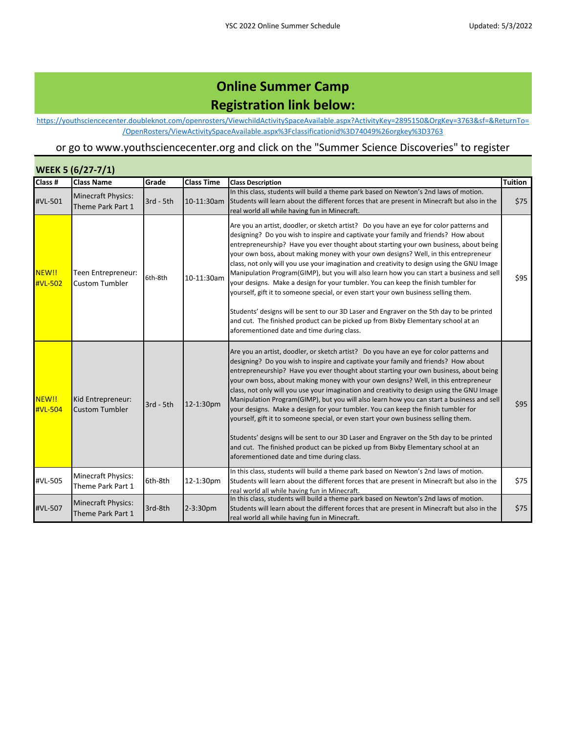# Online Summer Camp
# Registration link below:

[https://youthsciencecenter.doubleknot.com/openrosters/ViewchildActivitySpaceAvailable.aspx?ActivityKey=2895150&OrgKey=3763&sf=&ReturnTo=/OpenRosters/ViewActivitySpaceAvailable.aspx%3Fclassificationid%3D74049%26orgkey%3D3763](https://youthsciencecenter.doubleknot.com/openrosters/ViewchildActivitySpaceAvailable.aspx?ActivityKey=2895150&OrgKey=3763&sf=&ReturnTo=/OpenRosters/ViewActivitySpaceAvailable.aspx%3Fclassificationid%3D74049%26orgkey%3D3763)

or go to www.youthsciencecenter.org and click on the "Summer Science Discoveries" to register

## WEEK 5 (6/27-7/1)

| Class # | Class Name | Grade | Class Time | Class Description | Tuition |
|---|---|---|---|---|---|
| #VL-501 | Minecraft Physics: Theme Park Part 1 | 3rd - 5th | 10-11:30am | In this class, students will build a theme park based on Newton's 2nd laws of motion. Students will learn about the different forces that are present in Minecraft but also in the real world all while having fun in Minecraft. | $75 |
| NEW!! #VL-502 | Teen Entrepreneur: Custom Tumbler | 6th-8th | 10-11:30am | Are you an artist, doodler, or sketch artist? Do you have an eye for color patterns and designing? Do you wish to inspire and captivate your family and friends? How about entrepreneurship? Have you ever thought about starting your own business, about being your own boss, about making money with your own designs? Well, in this entrepreneur class, not only will you use your imagination and creativity to design using the GNU Image Manipulation Program(GIMP), but you will also learn how you can start a business and sell your designs. Make a design for your tumbler. You can keep the finish tumbler for yourself, gift it to someone special, or even start your own business selling them. Students' designs will be sent to our 3D Laser and Engraver on the 5th day to be printed and cut. The finished product can be picked up from Bixby Elementary school at an aforementioned date and time during class. | $95 |
| NEW!! #VL-504 | Kid Entrepreneur: Custom Tumbler | 3rd - 5th | 12-1:30pm | Are you an artist, doodler, or sketch artist? Do you have an eye for color patterns and designing? Do you wish to inspire and captivate your family and friends? How about entrepreneurship? Have you ever thought about starting your own business, about being your own boss, about making money with your own designs? Well, in this entrepreneur class, not only will you use your imagination and creativity to design using the GNU Image Manipulation Program(GIMP), but you will also learn how you can start a business and sell your designs. Make a design for your tumbler. You can keep the finish tumbler for yourself, gift it to someone special, or even start your own business selling them. Students' designs will be sent to our 3D Laser and Engraver on the 5th day to be printed and cut. The finished product can be picked up from Bixby Elementary school at an aforementioned date and time during class. | $95 |
| #VL-505 | Minecraft Physics: Theme Park Part 1 | 6th-8th | 12-1:30pm | In this class, students will build a theme park based on Newton's 2nd laws of motion. Students will learn about the different forces that are present in Minecraft but also in the real world all while having fun in Minecraft. | $75 |
| #VL-507 | Minecraft Physics: Theme Park Part 1 | 3rd-8th | 2-3:30pm | In this class, students will build a theme park based on Newton's 2nd laws of motion. Students will learn about the different forces that are present in Minecraft but also in the real world all while having fun in Minecraft. | $75 |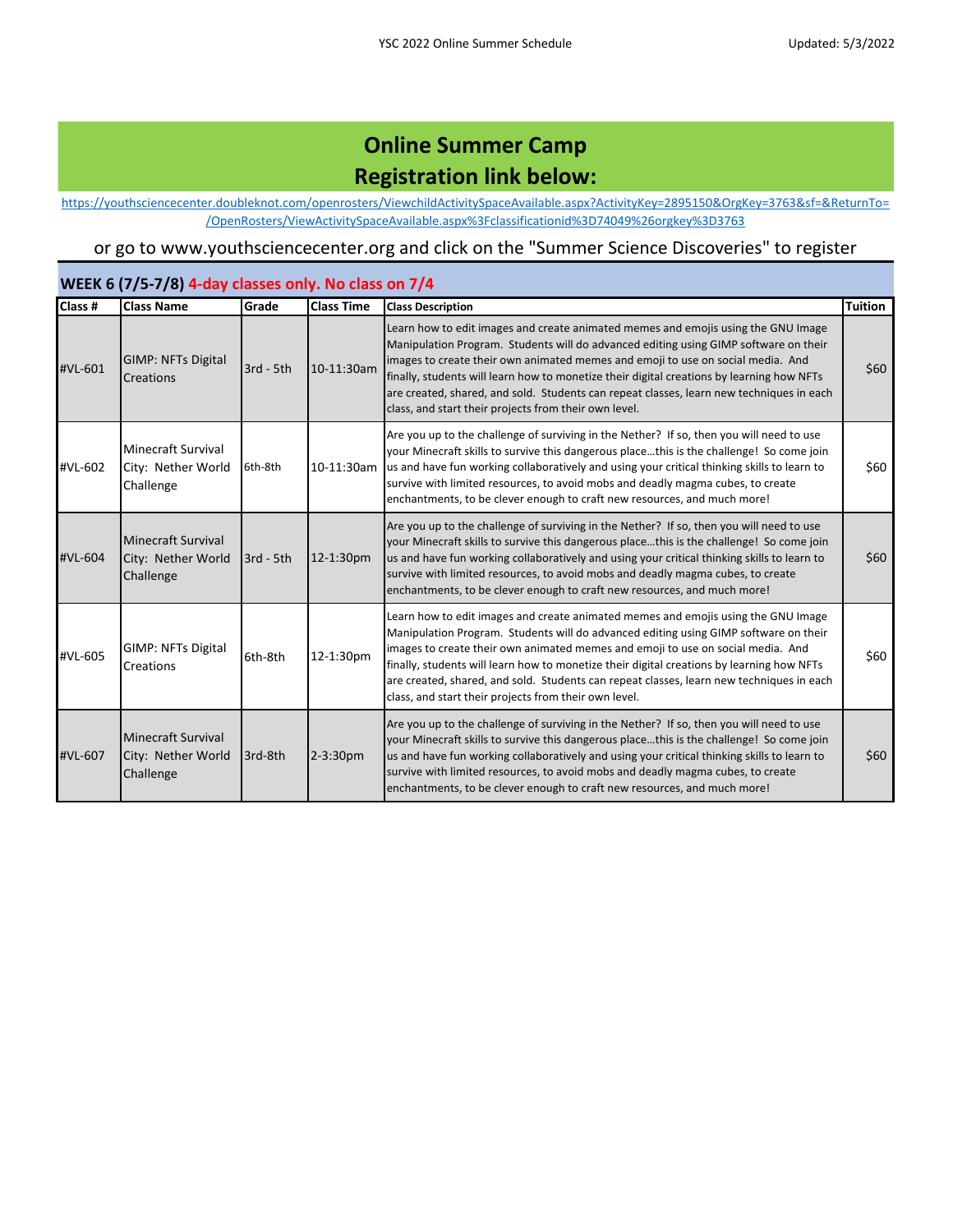# Online Summer Camp
# Registration link below:

https://youthsciencecenter.doubleknot.com/openrosters/ViewchildActivitySpaceAvailable.aspx?ActivityKey=2895150&OrgKey=3763&sf=&ReturnTo=/OpenRosters/ViewActivitySpaceAvailable.aspx%3Fclassificationid%3D74049%26orgkey%3D3763

or go to www.youthsciencecenter.org and click on the "Summer Science Discoveries" to register

## WEEK 6 (7/5-7/8) 4-day classes only. No class on 7/4

| Class # | Class Name | Grade | Class Time | Class Description | Tuition |
|---|---|---|---|---|---|
| #VL-601 | GIMP: NFTs Digital Creations | 3rd - 5th | 10-11:30am | Learn how to edit images and create animated memes and emojis using the GNU Image Manipulation Program. Students will do advanced editing using GIMP software on their images to create their own animated memes and emoji to use on social media. And finally, students will learn how to monetize their digital creations by learning how NFTs are created, shared, and sold. Students can repeat classes, learn new techniques in each class, and start their projects from their own level. | $60 |
| #VL-602 | Minecraft Survival City: Nether World Challenge | 6th-8th | 10-11:30am | Are you up to the challenge of surviving in the Nether? If so, then you will need to use your Minecraft skills to survive this dangerous place…this is the challenge! So come join us and have fun working collaboratively and using your critical thinking skills to learn to survive with limited resources, to avoid mobs and deadly magma cubes, to create enchantments, to be clever enough to craft new resources, and much more! | $60 |
| #VL-604 | Minecraft Survival City: Nether World Challenge | 3rd - 5th | 12-1:30pm | Are you up to the challenge of surviving in the Nether? If so, then you will need to use your Minecraft skills to survive this dangerous place…this is the challenge! So come join us and have fun working collaboratively and using your critical thinking skills to learn to survive with limited resources, to avoid mobs and deadly magma cubes, to create enchantments, to be clever enough to craft new resources, and much more! | $60 |
| #VL-605 | GIMP: NFTs Digital Creations | 6th-8th | 12-1:30pm | Learn how to edit images and create animated memes and emojis using the GNU Image Manipulation Program. Students will do advanced editing using GIMP software on their images to create their own animated memes and emoji to use on social media. And finally, students will learn how to monetize their digital creations by learning how NFTs are created, shared, and sold. Students can repeat classes, learn new techniques in each class, and start their projects from their own level. | $60 |
| #VL-607 | Minecraft Survival City: Nether World Challenge | 3rd-8th | 2-3:30pm | Are you up to the challenge of surviving in the Nether? If so, then you will need to use your Minecraft skills to survive this dangerous place…this is the challenge! So come join us and have fun working collaboratively and using your critical thinking skills to learn to survive with limited resources, to avoid mobs and deadly magma cubes, to create enchantments, to be clever enough to craft new resources, and much more! | $60 |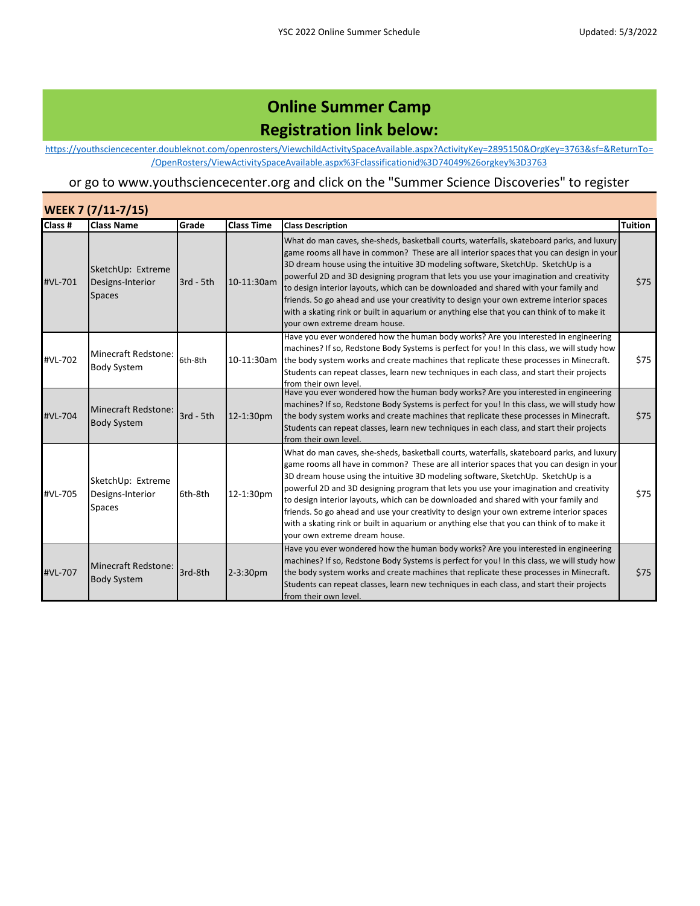# Online Summer Camp
# Registration link below:

https://youthsciencecenter.doubleknot.com/openrosters/ViewchildActivitySpaceAvailable.aspx?ActivityKey=2895150&OrgKey=3763&sf=&ReturnTo=/OpenRosters/ViewActivitySpaceAvailable.aspx%3Fclassificationid%3D74049%26orgkey%3D3763

or go to www.youthsciencecenter.org and click on the "Summer Science Discoveries" to register

## WEEK 7 (7/11-7/15)

| Class # | Class Name | Grade | Class Time | Class Description | Tuition |
|---|---|---|---|---|---|
| #VL-701 | SketchUp: Extreme Designs-Interior Spaces | 3rd - 5th | 10-11:30am | What do man caves, she-sheds, basketball courts, waterfalls, skateboard parks, and luxury game rooms all have in common? These are all interior spaces that you can design in your 3D dream house using the intuitive 3D modeling software, SketchUp. SketchUp is a powerful 2D and 3D designing program that lets you use your imagination and creativity to design interior layouts, which can be downloaded and shared with your family and friends. So go ahead and use your creativity to design your own extreme interior spaces with a skating rink or built in aquarium or anything else that you can think of to make it your own extreme dream house. | $75 |
| #VL-702 | Minecraft Redstone: Body System | 6th-8th | 10-11:30am | Have you ever wondered how the human body works? Are you interested in engineering machines? If so, Redstone Body Systems is perfect for you! In this class, we will study how the body system works and create machines that replicate these processes in Minecraft. Students can repeat classes, learn new techniques in each class, and start their projects from their own level. | $75 |
| #VL-704 | Minecraft Redstone: Body System | 3rd - 5th | 12-1:30pm | Have you ever wondered how the human body works? Are you interested in engineering machines? If so, Redstone Body Systems is perfect for you! In this class, we will study how the body system works and create machines that replicate these processes in Minecraft. Students can repeat classes, learn new techniques in each class, and start their projects from their own level. | $75 |
| #VL-705 | SketchUp: Extreme Designs-Interior Spaces | 6th-8th | 12-1:30pm | What do man caves, she-sheds, basketball courts, waterfalls, skateboard parks, and luxury game rooms all have in common? These are all interior spaces that you can design in your 3D dream house using the intuitive 3D modeling software, SketchUp. SketchUp is a powerful 2D and 3D designing program that lets you use your imagination and creativity to design interior layouts, which can be downloaded and shared with your family and friends. So go ahead and use your creativity to design your own extreme interior spaces with a skating rink or built in aquarium or anything else that you can think of to make it your own extreme dream house. | $75 |
| #VL-707 | Minecraft Redstone: Body System | 3rd-8th | 2-3:30pm | Have you ever wondered how the human body works? Are you interested in engineering machines? If so, Redstone Body Systems is perfect for you! In this class, we will study how the body system works and create machines that replicate these processes in Minecraft. Students can repeat classes, learn new techniques in each class, and start their projects from their own level. | $75 |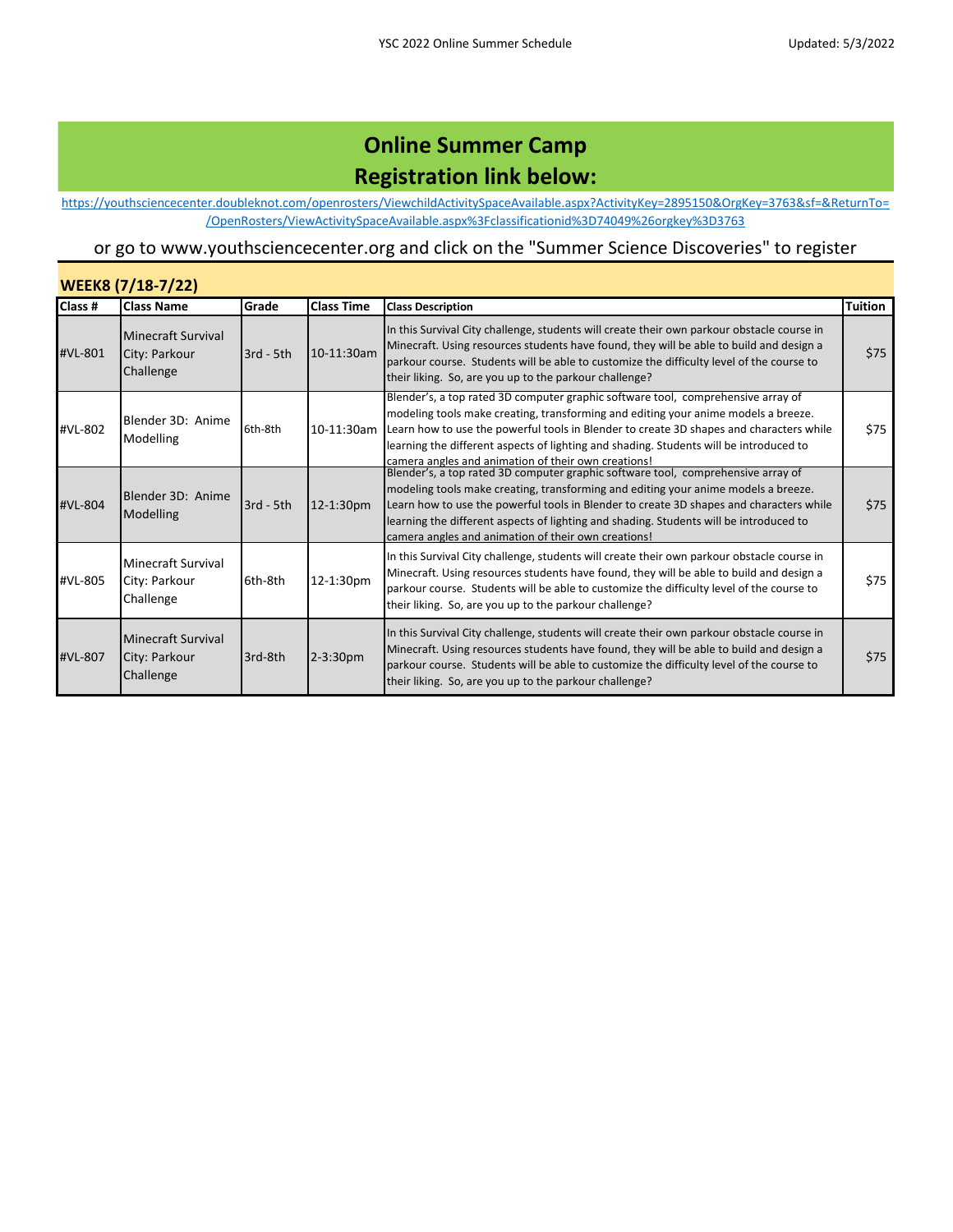# Online Summer Camp
# Registration link below:

[https://youthsciencecenter.doubleknot.com/openrosters/ViewchildActivitySpaceAvailable.aspx?ActivityKey=2895150&OrgKey=3763&sf=&ReturnTo=/OpenRosters/ViewActivitySpaceAvailable.aspx%3Fclassificationid%3D74049%26orgkey%3D3763](https://youthsciencecenter.doubleknot.com/openrosters/ViewchildActivitySpaceAvailable.aspx?ActivityKey=2895150&OrgKey=3763&sf=&ReturnTo=/OpenRosters/ViewActivitySpaceAvailable.aspx%3Fclassificationid%3D74049%26orgkey%3D3763)

or go to www.youthsciencecenter.org and click on the "Summer Science Discoveries" to register

## WEEK8 (7/18-7/22)

| Class # | Class Name | Grade | Class Time | Class Description | Tuition |
|---|---|---|---|---|---|
| #VL-801 | Minecraft Survival City: Parkour Challenge | 3rd - 5th | 10-11:30am | In this Survival City challenge, students will create their own parkour obstacle course in Minecraft. Using resources students have found, they will be able to build and design a parkour course. Students will be able to customize the difficulty level of the course to their liking. So, are you up to the parkour challenge? | $75 |
| #VL-802 | Blender 3D: Anime Modelling | 6th-8th | 10-11:30am | Blender's, a top rated 3D computer graphic software tool, comprehensive array of modeling tools make creating, transforming and editing your anime models a breeze. Learn how to use the powerful tools in Blender to create 3D shapes and characters while learning the different aspects of lighting and shading. Students will be introduced to camera angles and animation of their own creations! | $75 |
| #VL-804 | Blender 3D: Anime Modelling | 3rd - 5th | 12-1:30pm | Blender's, a top rated 3D computer graphic software tool, comprehensive array of modeling tools make creating, transforming and editing your anime models a breeze. Learn how to use the powerful tools in Blender to create 3D shapes and characters while learning the different aspects of lighting and shading. Students will be introduced to camera angles and animation of their own creations! | $75 |
| #VL-805 | Minecraft Survival City: Parkour Challenge | 6th-8th | 12-1:30pm | In this Survival City challenge, students will create their own parkour obstacle course in Minecraft. Using resources students have found, they will be able to build and design a parkour course. Students will be able to customize the difficulty level of the course to their liking. So, are you up to the parkour challenge? | $75 |
| #VL-807 | Minecraft Survival City: Parkour Challenge | 3rd-8th | 2-3:30pm | In this Survival City challenge, students will create their own parkour obstacle course in Minecraft. Using resources students have found, they will be able to build and design a parkour course. Students will be able to customize the difficulty level of the course to their liking. So, are you up to the parkour challenge? | $75 |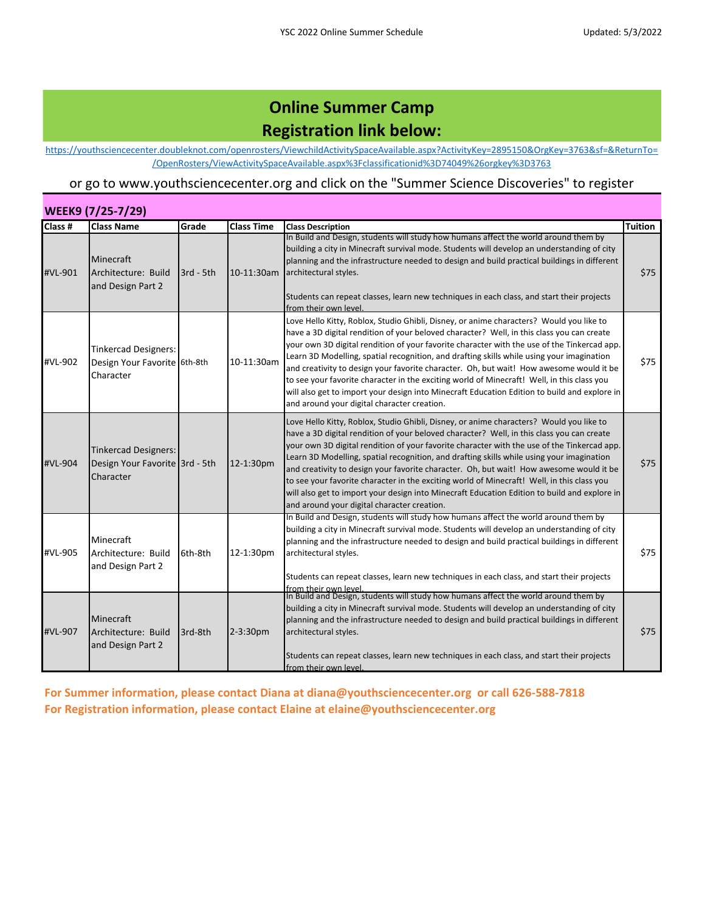# Online Summer Camp
# Registration link below:

https://youthsciencecenter.doubleknot.com/openrosters/ViewchildActivitySpaceAvailable.aspx?ActivityKey=2895150&OrgKey=3763&sf=&ReturnTo=/OpenRosters/ViewActivitySpaceAvailable.aspx%3Fclassificationid%3D74049%26orgkey%3D3763

or go to www.youthsciencecenter.org and click on the "Summer Science Discoveries" to register

## WEEK9 (7/25-7/29)

| Class # | Class Name | Grade | Class Time | Class Description | Tuition |
|---|---|---|---|---|---|
| #VL-901 | Minecraft Architecture: Build and Design Part 2 | 3rd - 5th | 10-11:30am | In Build and Design, students will study how humans affect the world around them by building a city in Minecraft survival mode. Students will develop an understanding of city planning and the infrastructure needed to design and build practical buildings in different architectural styles.<br><br>Students can repeat classes, learn new techniques in each class, and start their projects from their own level. | $75 |
| #VL-902 | Tinkercad Designers: Design Your Favorite Character | 6th-8th | 10-11:30am | Love Hello Kitty, Roblox, Studio Ghibli, Disney, or anime characters? Would you like to have a 3D digital rendition of your beloved character? Well, in this class you can create your own 3D digital rendition of your favorite character with the use of the Tinkercad app. Learn 3D Modelling, spatial recognition, and drafting skills while using your imagination and creativity to design your favorite character. Oh, but wait! How awesome would it be to see your favorite character in the exciting world of Minecraft! Well, in this class you will also get to import your design into Minecraft Education Edition to build and explore in and around your digital character creation. | $75 |
| #VL-904 | Tinkercad Designers: Design Your Favorite Character | 3rd - 5th | 12-1:30pm | Love Hello Kitty, Roblox, Studio Ghibli, Disney, or anime characters? Would you like to have a 3D digital rendition of your beloved character? Well, in this class you can create your own 3D digital rendition of your favorite character with the use of the Tinkercad app. Learn 3D Modelling, spatial recognition, and drafting skills while using your imagination and creativity to design your favorite character. Oh, but wait! How awesome would it be to see your favorite character in the exciting world of Minecraft! Well, in this class you will also get to import your design into Minecraft Education Edition to build and explore in and around your digital character creation. | $75 |
| #VL-905 | Minecraft Architecture: Build and Design Part 2 | 6th-8th | 12-1:30pm | In Build and Design, students will study how humans affect the world around them by building a city in Minecraft survival mode. Students will develop an understanding of city planning and the infrastructure needed to design and build practical buildings in different architectural styles.<br><br>Students can repeat classes, learn new techniques in each class, and start their projects from their own level. | $75 |
| #VL-907 | Minecraft Architecture: Build and Design Part 2 | 3rd-8th | 2-3:30pm | In Build and Design, students will study how humans affect the world around them by building a city in Minecraft survival mode. Students will develop an understanding of city planning and the infrastructure needed to design and build practical buildings in different architectural styles.<br><br>Students can repeat classes, learn new techniques in each class, and start their projects from their own level. | $75 |

**For Summer information, please contact Diana at diana@youthsciencecenter.org or call 626-588-7818**
**For Registration information, please contact Elaine at elaine@youthsciencecenter.org**